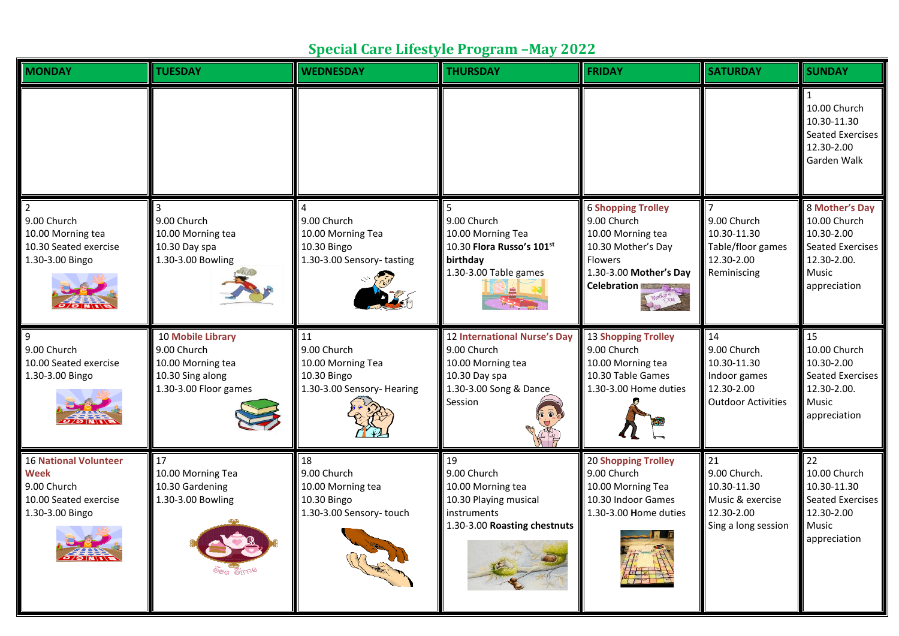# Special Care Lifestyle Program –May 2022

| MONDAY | TUESDAY | WEDNESDAY | THURSDAY | FRIDAY | SATURDAY | SUNDAY |
|---|---|---|---|---|---|---|
| | | | | | | 1<br>10.00 Church<br>10.30-11.30 Seated Exercises<br>12.30-2.00 Garden Walk |
| 2<br>9.00 Church<br>10.00 Morning tea<br>10.30 Seated exercise<br>1.30-3.00 Bingo | 3<br>9.00 Church<br>10.00 Morning tea<br>10.30 Day spa<br>1.30-3.00 Bowling | 4<br>9.00 Church<br>10.00 Morning Tea<br>10.30 Bingo<br>1.30-3.00 Sensory- tasting | 5<br>9.00 Church<br>10.00 Morning Tea<br>10.30 **Flora Russo's 101st birthday**<br>1.30-3.00 Table games | 6 **Shopping Trolley**<br>9.00 Church<br>10.00 Morning tea<br>10.30 Mother's Day Flowers<br>1.30-3.00 **Mother's Day Celebration** | 7<br>9.00 Church<br>10.30-11.30 Table/floor games<br>12.30-2.00 Reminiscing | 8 **Mother's Day**<br>10.00 Church<br>10.30-2.00 Seated Exercises<br>12.30-2.00. Music appreciation |
| 9<br>9.00 Church<br>10.00 Seated exercise<br>1.30-3.00 Bingo | 10 **Mobile Library**<br>9.00 Church<br>10.00 Morning tea<br>10.30 Sing along<br>1.30-3.00 Floor games | 11<br>9.00 Church<br>10.00 Morning Tea<br>10.30 Bingo<br>1.30-3.00 Sensory- Hearing | 12 **International Nurse's Day**<br>9.00 Church<br>10.00 Morning tea<br>10.30 Day spa<br>1.30-3.00 Song & Dance Session | 13 **Shopping Trolley**<br>9.00 Church<br>10.00 Morning tea<br>10.30 Table Games<br>1.30-3.00 Home duties | 14<br>9.00 Church<br>10.30-11.30 Indoor games<br>12.30-2.00 Outdoor Activities | 15<br>10.00 Church<br>10.30-2.00 Seated Exercises<br>12.30-2.00. Music appreciation |
| 16 **National Volunteer Week**<br>9.00 Church<br>10.00 Seated exercise<br>1.30-3.00 Bingo | 17<br>10.00 Morning Tea<br>10.30 Gardening<br>1.30-3.00 Bowling | 18<br>9.00 Church<br>10.00 Morning tea<br>10.30 Bingo<br>1.30-3.00 Sensory- touch | 19<br>9.00 Church<br>10.00 Morning tea<br>10.30 Playing musical instruments<br>1.30-3.00 **Roasting chestnuts** | 20 **Shopping Trolley**<br>9.00 Church<br>10.00 Morning Tea<br>10.30 Indoor Games<br>1.30-3.00 **H**ome duties | 21<br>9.00 Church.<br>10.30-11.30 Music & exercise<br>12.30-2.00 Sing a long session | 22<br>10.00 Church<br>10.30-11.30 Seated Exercises<br>12.30-2.00 Music appreciation |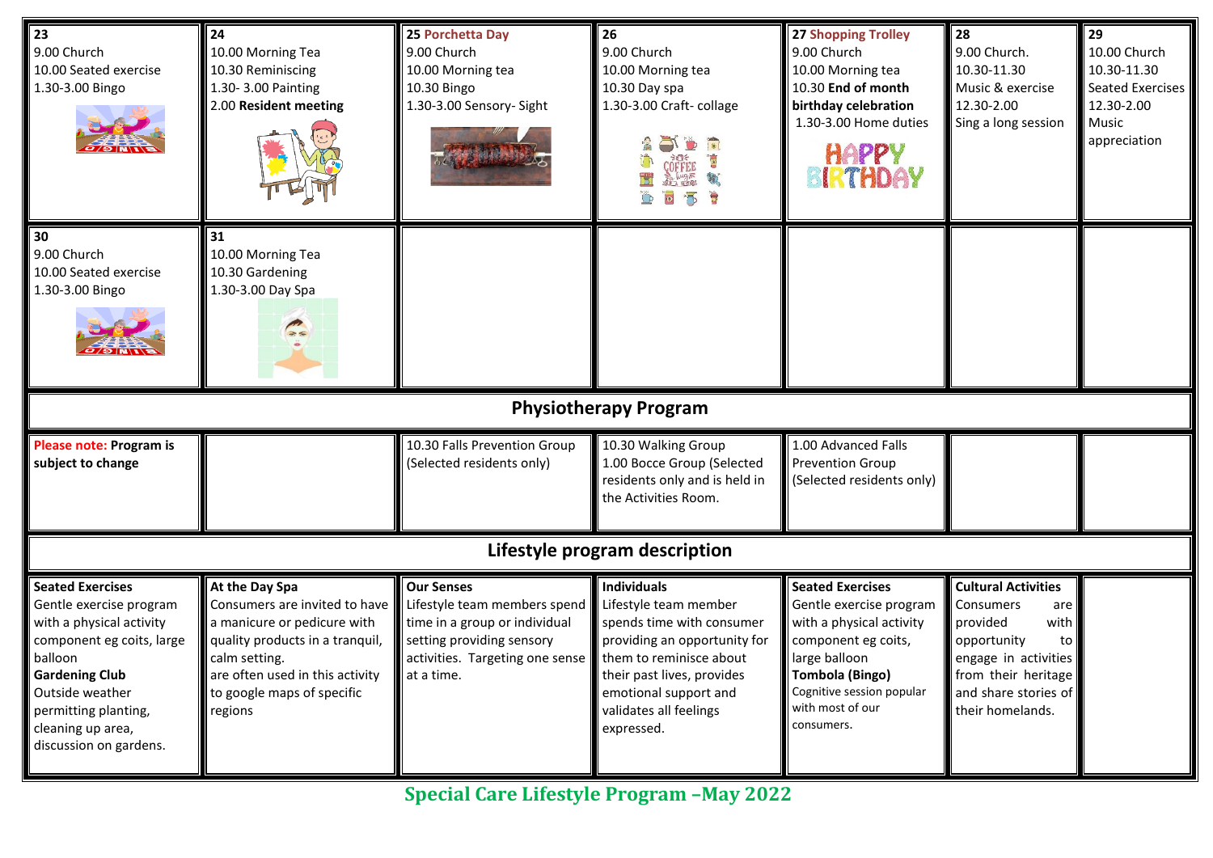| | | | | | | |
|---|---|---|---|---|---|---|
| **23**<br>9.00 Church<br>10.00 Seated exercise<br>1.30-3.00 Bingo | **24**<br>10.00 Morning Tea<br>10.30 Reminiscing<br>1.30- 3.00 Painting<br>2.00 **Resident meeting** | **25 Porchetta Day**<br>9.00 Church<br>10.00 Morning tea<br>10.30 Bingo<br>1.30-3.00 Sensory- Sight | **26**<br>9.00 Church<br>10.00 Morning tea<br>10.30 Day spa<br>1.30-3.00 Craft- collage | **27 Shopping Trolley**<br>9.00 Church<br>10.00 Morning tea<br>10.30 **End of month birthday celebration**<br>1.30-3.00 Home duties | **28**<br>9.00 Church.<br>10.30-11.30<br>Music & exercise<br>12.30-2.00<br>Sing a long session | **29**<br>10.00 Church<br>10.30-11.30<br>Seated Exercises<br>12.30-2.00<br>Music appreciation |
| **30**<br>9.00 Church<br>10.00 Seated exercise<br>1.30-3.00 Bingo | **31**<br>10.00 Morning Tea<br>10.30 Gardening<br>1.30-3.00 Day Spa | | | | | |
| **Physiotherapy Program** | | | | | | |
| **Please note: Program is subject to change** | | 10.30 Falls Prevention Group (Selected residents only) | 10.30 Walking Group<br>1.00 Bocce Group (Selected residents only and is held in the Activities Room. | 1.00 Advanced Falls Prevention Group (Selected residents only) | | |
| **Lifestyle program description** | | | | | | |
| **Seated Exercises**<br>Gentle exercise program with a physical activity component eg coits, large balloon<br>**Gardening Club**<br>Outside weather permitting planting, cleaning up area, discussion on gardens. | **At the Day Spa**<br>Consumers are invited to have a manicure or pedicure with quality products in a tranquil, calm setting.<br>are often used in this activity to google maps of specific regions | **Our Senses**<br>Lifestyle team members spend time in a group or individual setting providing sensory activities. Targeting one sense at a time. | **Individuals**<br>Lifestyle team member spends time with consumer providing an opportunity for them to reminisce about their past lives, provides emotional support and validates all feelings expressed. | **Seated Exercises**<br>Gentle exercise program with a physical activity component eg coits, large balloon<br>**Tombola (Bingo)**<br>Cognitive session popular with most of our consumers. | **Cultural Activities**<br>Consumers are provided with opportunity to engage in activities from their heritage and share stories of their homelands. | |

**Special Care Lifestyle Program –May 2022**